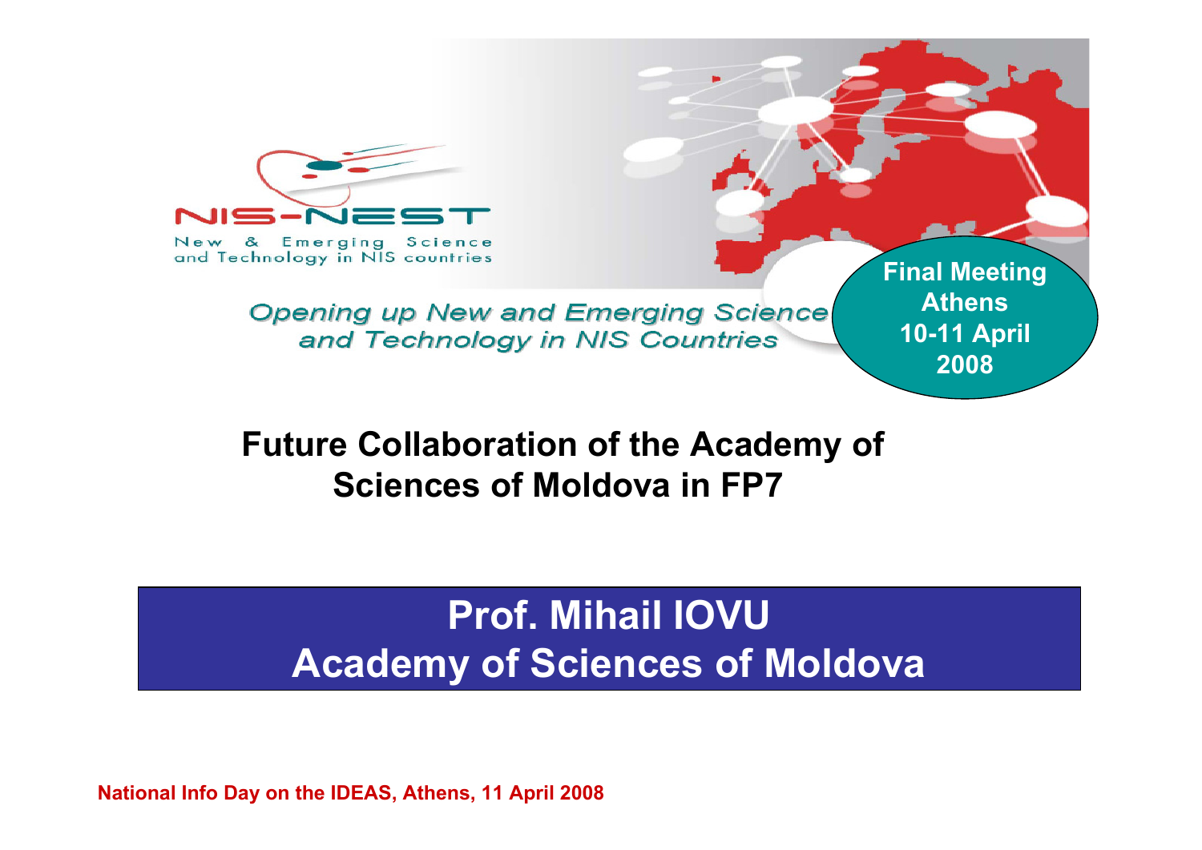NIS-NEST

New & Emerging Science and Technology in NIS countries

*Opening up New and Emerging Science and Technology in NIS Countries*

**Final Meeting**
**Athens**
**10-11 April 2008**

# Future Collaboration of the Academy of Sciences of Moldova in FP7

## Prof. Mihail IOVU
## Academy of Sciences of Moldova

**National Info Day on the IDEAS, Athens, 11 April 2008**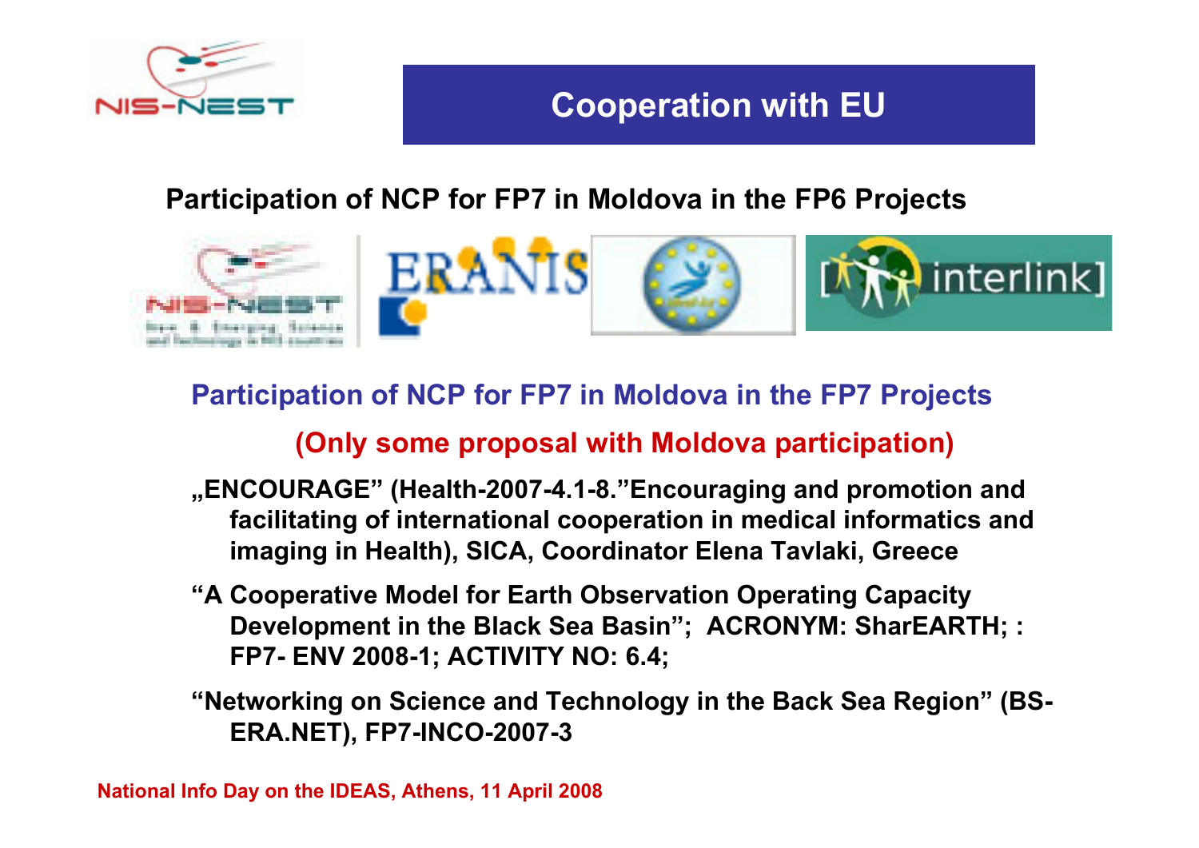# Cooperation with EU

**Participation of NCP for FP7 in Moldova in the FP6 Projects**

## Participation of NCP for FP7 in Moldova in the FP7 Projects

**(Only some proposal with Moldova participation)**

- **„ENCOURAGE" (Health-2007-4.1-8."Encouraging and promotion and facilitating of international cooperation in medical informatics and imaging in Health), SICA, Coordinator Elena Tavlaki, Greece**
- **"A Cooperative Model for Earth Observation Operating Capacity Development in the Black Sea Basin"; ACRONYM: SharEARTH; : FP7- ENV 2008-1; ACTIVITY NO: 6.4;**
- **"Networking on Science and Technology in the Back Sea Region" (BS-ERA.NET), FP7-INCO-2007-3**

National Info Day on the IDEAS, Athens, 11 April 2008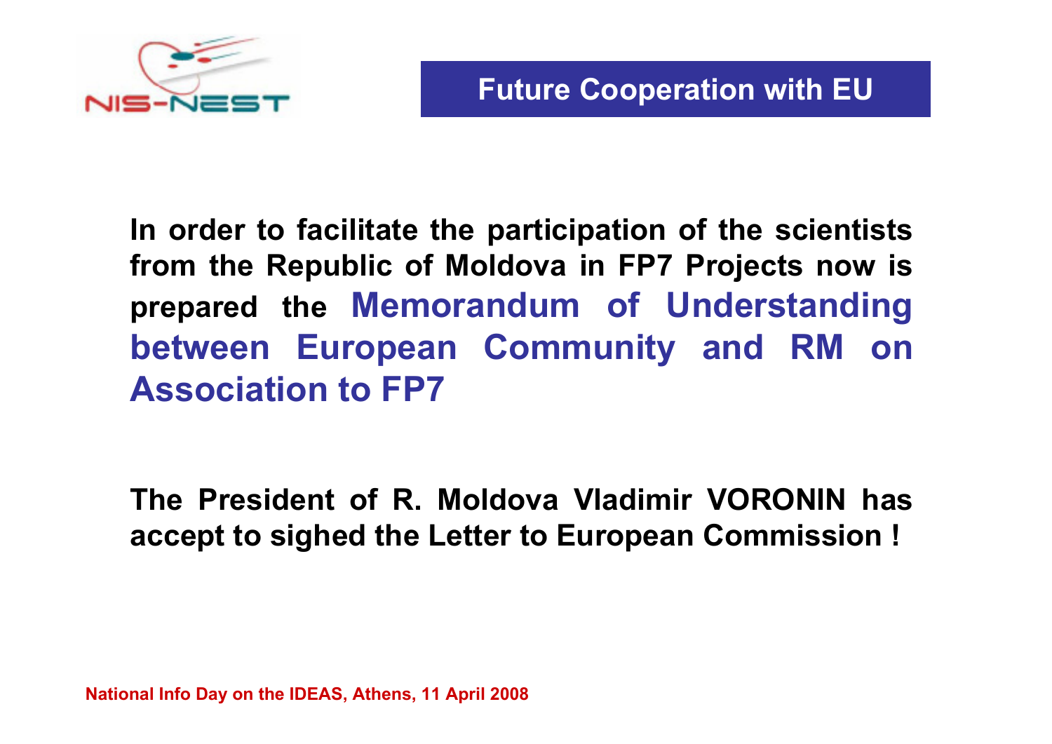## Future Cooperation with EU

**In order to facilitate the participation of the scientists from the Republic of Moldova in FP7 Projects now is prepared the Memorandum of Understanding between European Community and RM on Association to FP7**

**The President of R. Moldova Vladimir VORONIN has accept to sighed the Letter to European Commission !**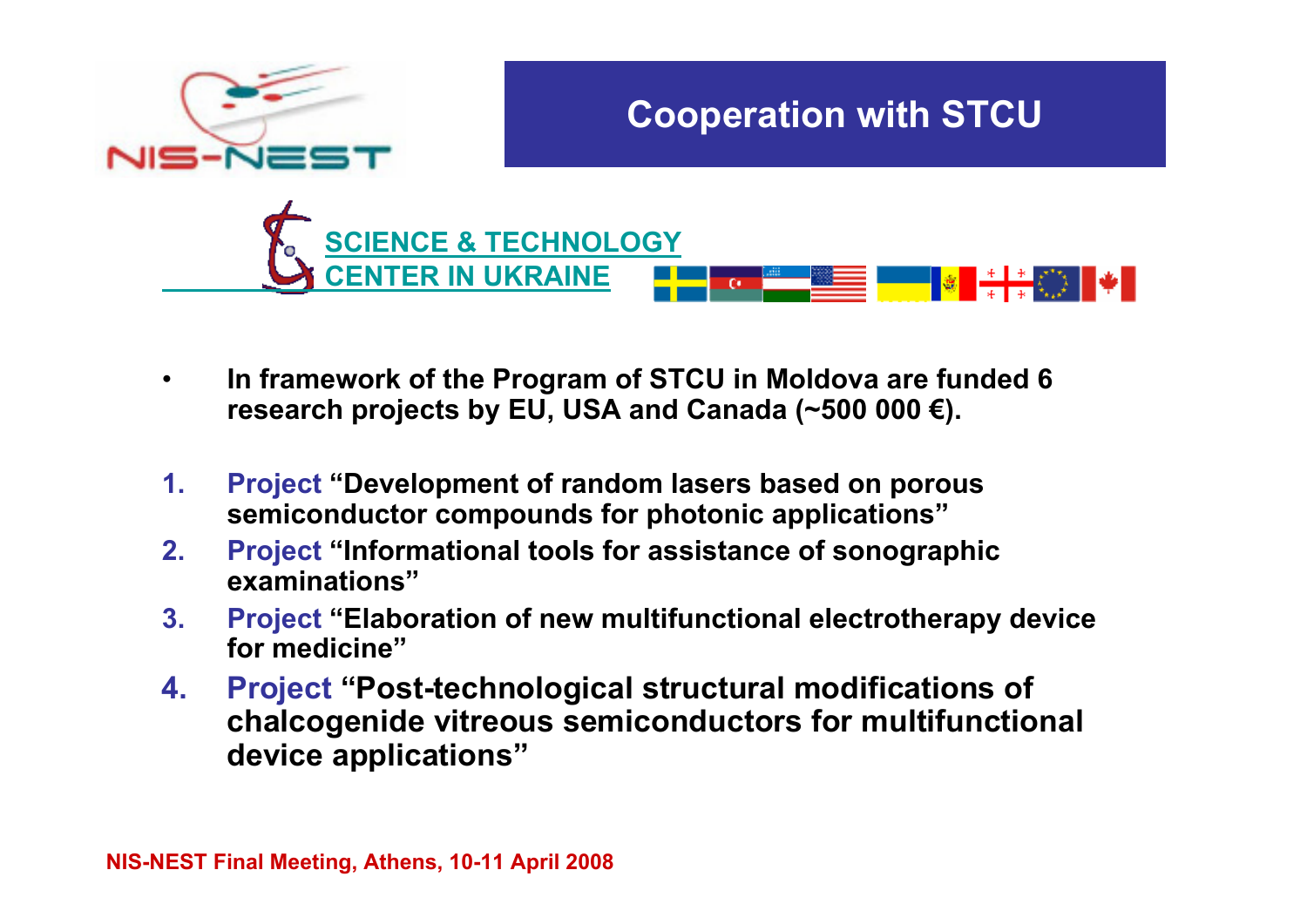# Cooperation with STCU

SCIENCE & TECHNOLOGY CENTER IN UKRAINE

- **In framework of the Program of STCU in Moldova are funded 6 research projects by EU, USA and Canada (~500 000 €).**

1. **Project “Development of random lasers based on porous semiconductor compounds for photonic applications”**
2. **Project “Informational tools for assistance of sonographic examinations”**
3. **Project “Elaboration of new multifunctional electrotherapy device for medicine”**
4. **Project “Post-technological structural modifications of chalcogenide vitreous semiconductors for multifunctional device applications”**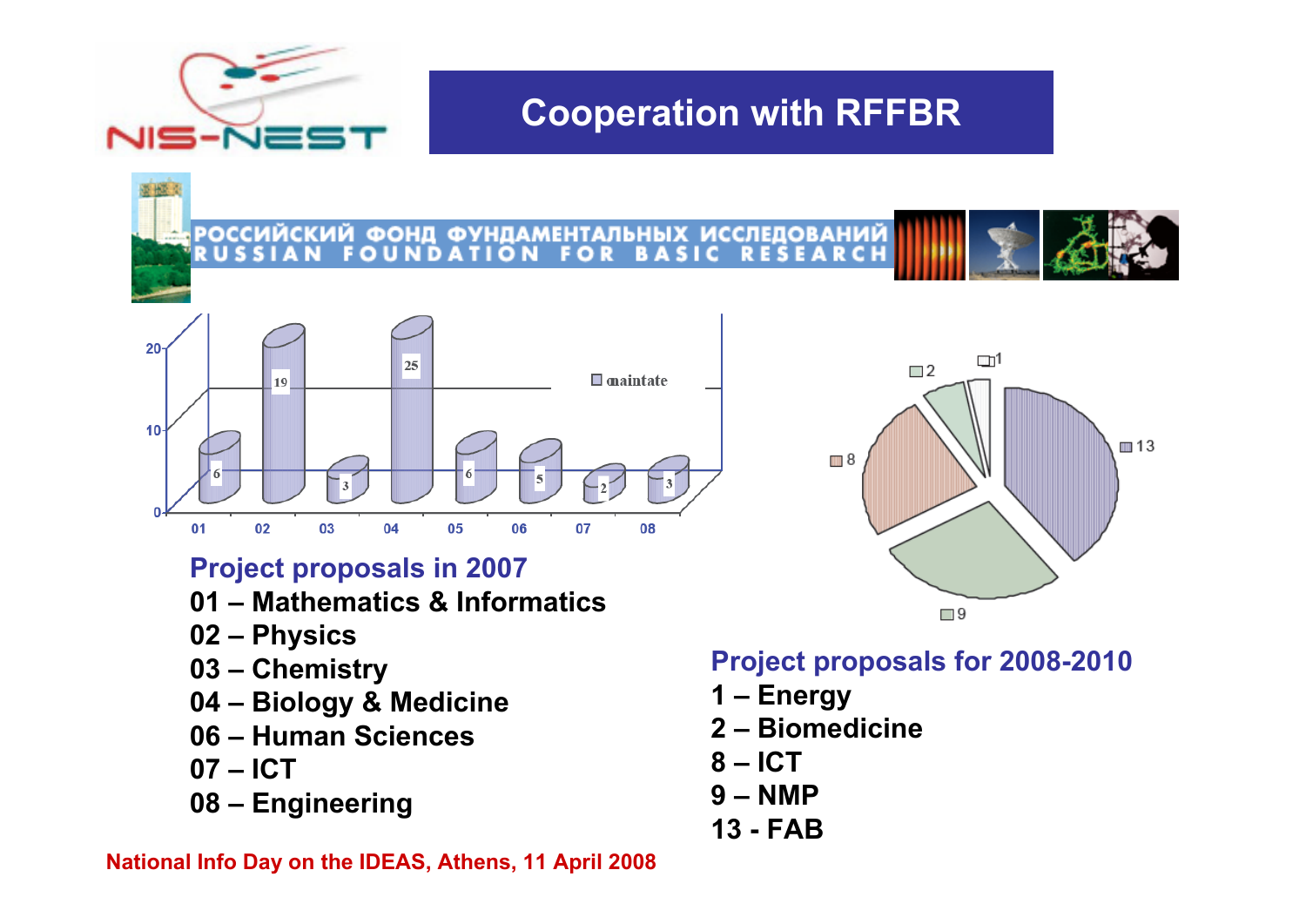# Cooperation with RFFBR

РОССИЙСКИЙ ФОНД ФУНДАМЕНТАЛЬНЫХ ИССЛЕДОВАНИЙ
RUSSIAN FOUNDATION FOR BASIC RESEARCH

| | 01 | 02 | 03 | 04 | 05 | 06 | 07 | 08 |
|---|---|---|---|---|---|---|---|---|
| maintate | 6 | 19 | 3 | 25 | 6 | 5 | 2 | 3 |

## Project proposals in 2007

01 – Mathematics & Informatics
02 – Physics
03 – Chemistry
04 – Biology & Medicine
06 – Human Sciences
07 – ICT
08 – Engineering

| Category | Value |
|---|---|
| 1 | 1 |
| 2 | 2 |
| 8 | 8 |
| 9 | 9 |
| 13 | 13 |

## Project proposals for 2008-2010

1 – Energy
2 – Biomedicine
8 – ICT
9 – NMP
13 - FAB

National Info Day on the IDEAS, Athens, 11 April 2008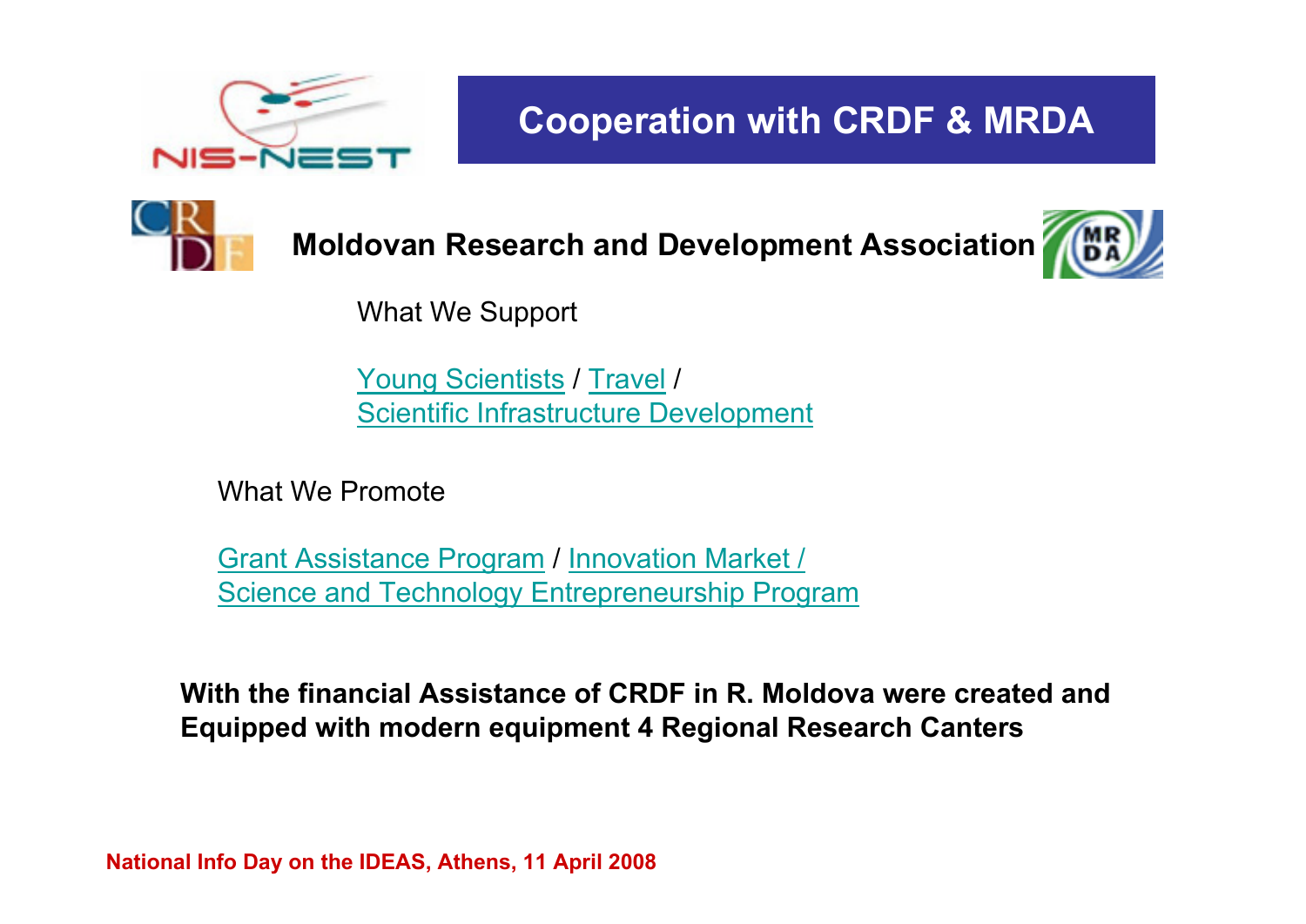# Cooperation with CRDF & MRDA

## Moldovan Research and Development Association

What We Support

Young Scientists / Travel /
Scientific Infrastructure Development

What We Promote

Grant Assistance Program / Innovation Market /
Science and Technology Entrepreneurship Program

**With the financial Assistance of CRDF in R. Moldova were created and Equipped with modern equipment 4 Regional Research Canters**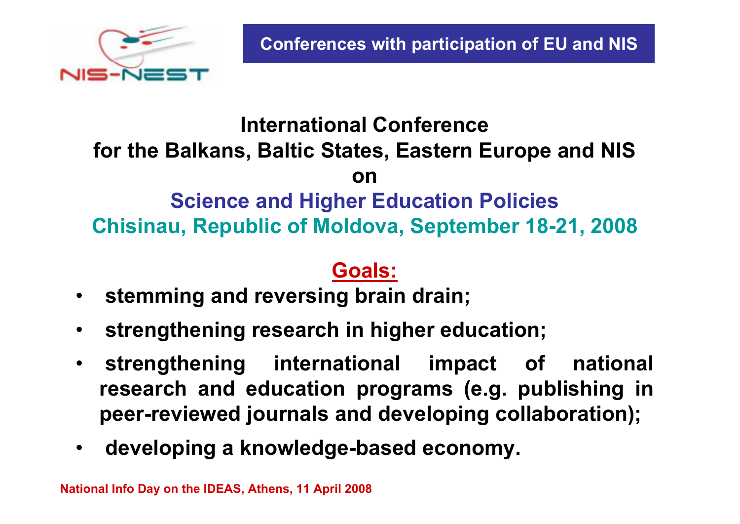## Conferences with participation of EU and NIS

# International Conference for the Balkans, Baltic States, Eastern Europe and NIS on Science and Higher Education Policies

## Chisinau, Republic of Moldova, September 18-21, 2008

### Goals:

- stemming and reversing brain drain;
- strengthening research in higher education;
- strengthening international impact of national research and education programs (e.g. publishing in peer-reviewed journals and developing collaboration);
- developing a knowledge-based economy.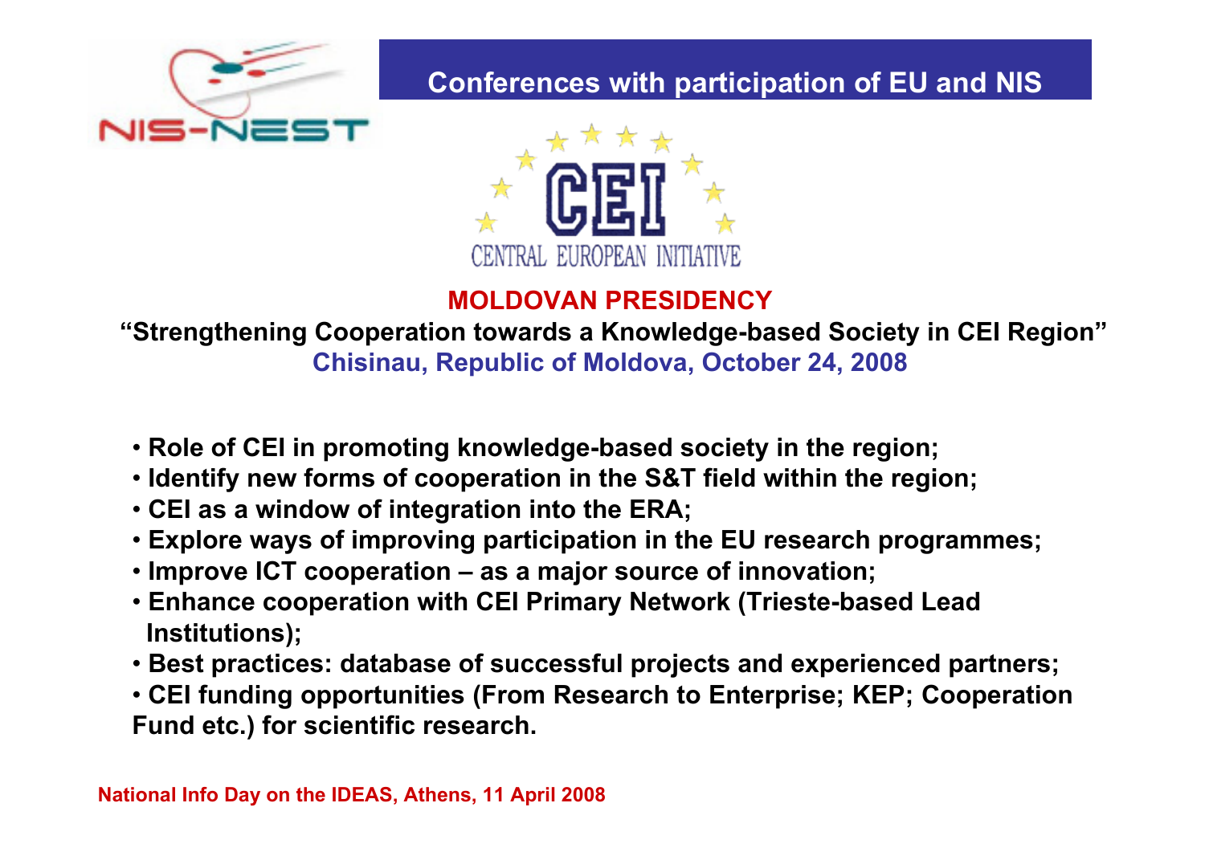NIS-NEST

## Conferences with participation of EU and NIS

CEI
CENTRAL EUROPEAN INITIATIVE

**MOLDOVAN PRESIDENCY**

**"Strengthening Cooperation towards a Knowledge-based Society in CEI Region"**

**Chisinau, Republic of Moldova, October 24, 2008**

- **Role of CEI in promoting knowledge-based society in the region;**
- **Identify new forms of cooperation in the S&T field within the region;**
- **CEI as a window of integration into the ERA;**
- **Explore ways of improving participation in the EU research programmes;**
- **Improve ICT cooperation – as a major source of innovation;**
- **Enhance cooperation with CEI Primary Network (Trieste-based Lead Institutions);**
- **Best practices: database of successful projects and experienced partners;**
- **CEI funding opportunities (From Research to Enterprise; KEP; Cooperation Fund etc.) for scientific research.**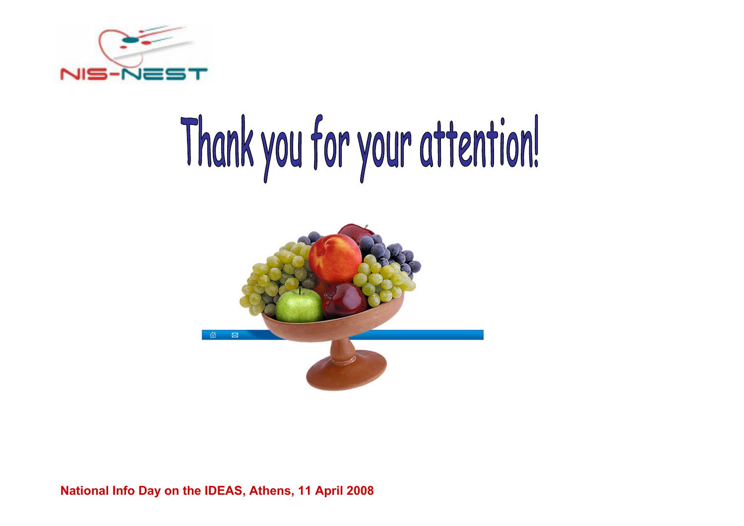# Thank you for your attention!